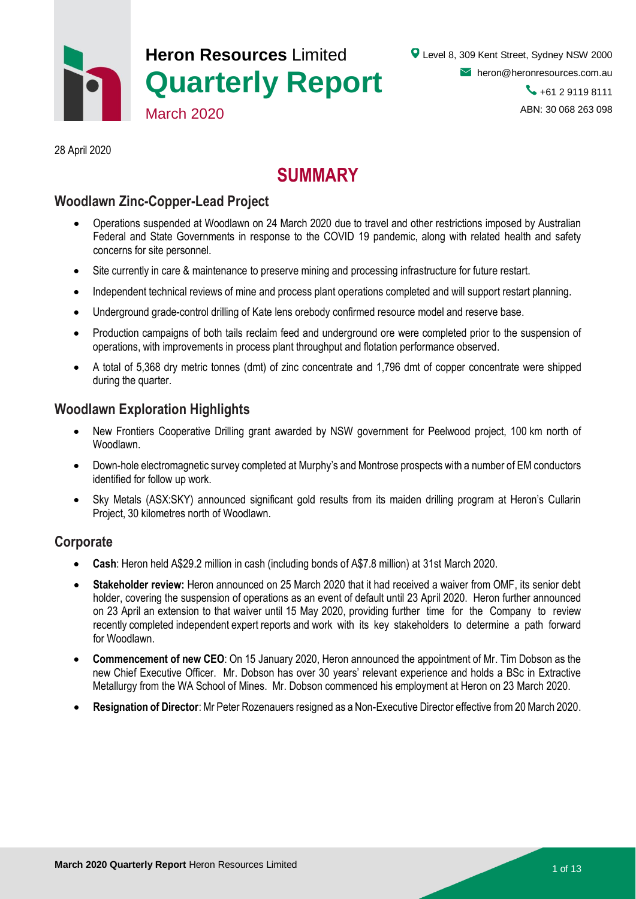**Heron Resources** Limited

# Quarterly Report

March 2020

Level 8, 309 Kent Street, Sydney NSW 2000
heron@heronresources.com.au
+61 2 9119 8111
ABN: 30 068 263 098

28 April 2020

# SUMMARY

## Woodlawn Zinc-Copper-Lead Project

- Operations suspended at Woodlawn on 24 March 2020 due to travel and other restrictions imposed by Australian Federal and State Governments in response to the COVID 19 pandemic, along with related health and safety concerns for site personnel.
- Site currently in care & maintenance to preserve mining and processing infrastructure for future restart.
- Independent technical reviews of mine and process plant operations completed and will support restart planning.
- Underground grade-control drilling of Kate lens orebody confirmed resource model and reserve base.
- Production campaigns of both tails reclaim feed and underground ore were completed prior to the suspension of operations, with improvements in process plant throughput and flotation performance observed.
- A total of 5,368 dry metric tonnes (dmt) of zinc concentrate and 1,796 dmt of copper concentrate were shipped during the quarter.

## Woodlawn Exploration Highlights

- New Frontiers Cooperative Drilling grant awarded by NSW government for Peelwood project, 100 km north of Woodlawn.
- Down-hole electromagnetic survey completed at Murphy's and Montrose prospects with a number of EM conductors identified for follow up work.
- Sky Metals (ASX:SKY) announced significant gold results from its maiden drilling program at Heron's Cullarin Project, 30 kilometres north of Woodlawn.

## Corporate

- **Cash**: Heron held A$29.2 million in cash (including bonds of A$7.8 million) at 31st March 2020.
- **Stakeholder review:** Heron announced on 25 March 2020 that it had received a waiver from OMF, its senior debt holder, covering the suspension of operations as an event of default until 23 April 2020. Heron further announced on 23 April an extension to that waiver until 15 May 2020, providing further time for the Company to review recently completed independent expert reports and work with its key stakeholders to determine a path forward for Woodlawn.
- **Commencement of new CEO**: On 15 January 2020, Heron announced the appointment of Mr. Tim Dobson as the new Chief Executive Officer. Mr. Dobson has over 30 years' relevant experience and holds a BSc in Extractive Metallurgy from the WA School of Mines. Mr. Dobson commenced his employment at Heron on 23 March 2020.
- **Resignation of Director**: Mr Peter Rozenauers resigned as a Non-Executive Director effective from 20 March 2020.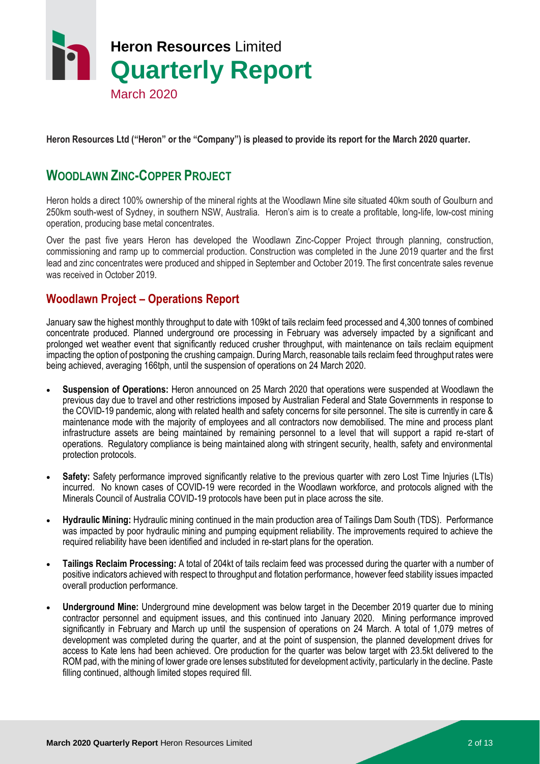# Heron Resources Limited
# Quarterly Report
March 2020

**Heron Resources Ltd ("Heron" or the "Company") is pleased to provide its report for the March 2020 quarter.**

## WOODLAWN ZINC-COPPER PROJECT

Heron holds a direct 100% ownership of the mineral rights at the Woodlawn Mine site situated 40km south of Goulburn and 250km south-west of Sydney, in southern NSW, Australia. Heron's aim is to create a profitable, long-life, low-cost mining operation, producing base metal concentrates.

Over the past five years Heron has developed the Woodlawn Zinc-Copper Project through planning, construction, commissioning and ramp up to commercial production. Construction was completed in the June 2019 quarter and the first lead and zinc concentrates were produced and shipped in September and October 2019. The first concentrate sales revenue was received in October 2019.

### Woodlawn Project – Operations Report

January saw the highest monthly throughput to date with 109kt of tails reclaim feed processed and 4,300 tonnes of combined concentrate produced. Planned underground ore processing in February was adversely impacted by a significant and prolonged wet weather event that significantly reduced crusher throughput, with maintenance on tails reclaim equipment impacting the option of postponing the crushing campaign. During March, reasonable tails reclaim feed throughput rates were being achieved, averaging 166tph, until the suspension of operations on 24 March 2020.

- **Suspension of Operations:** Heron announced on 25 March 2020 that operations were suspended at Woodlawn the previous day due to travel and other restrictions imposed by Australian Federal and State Governments in response to the COVID-19 pandemic, along with related health and safety concerns for site personnel. The site is currently in care & maintenance mode with the majority of employees and all contractors now demobilised. The mine and process plant infrastructure assets are being maintained by remaining personnel to a level that will support a rapid re-start of operations. Regulatory compliance is being maintained along with stringent security, health, safety and environmental protection protocols.
- **Safety:** Safety performance improved significantly relative to the previous quarter with zero Lost Time Injuries (LTIs) incurred. No known cases of COVID-19 were recorded in the Woodlawn workforce, and protocols aligned with the Minerals Council of Australia COVID-19 protocols have been put in place across the site.
- **Hydraulic Mining:** Hydraulic mining continued in the main production area of Tailings Dam South (TDS). Performance was impacted by poor hydraulic mining and pumping equipment reliability. The improvements required to achieve the required reliability have been identified and included in re-start plans for the operation.
- **Tailings Reclaim Processing:** A total of 204kt of tails reclaim feed was processed during the quarter with a number of positive indicators achieved with respect to throughput and flotation performance, however feed stability issues impacted overall production performance.
- **Underground Mine:** Underground mine development was below target in the December 2019 quarter due to mining contractor personnel and equipment issues, and this continued into January 2020. Mining performance improved significantly in February and March up until the suspension of operations on 24 March. A total of 1,079 metres of development was completed during the quarter, and at the point of suspension, the planned development drives for access to Kate lens had been achieved. Ore production for the quarter was below target with 23.5kt delivered to the ROM pad, with the mining of lower grade ore lenses substituted for development activity, particularly in the decline. Paste filling continued, although limited stopes required fill.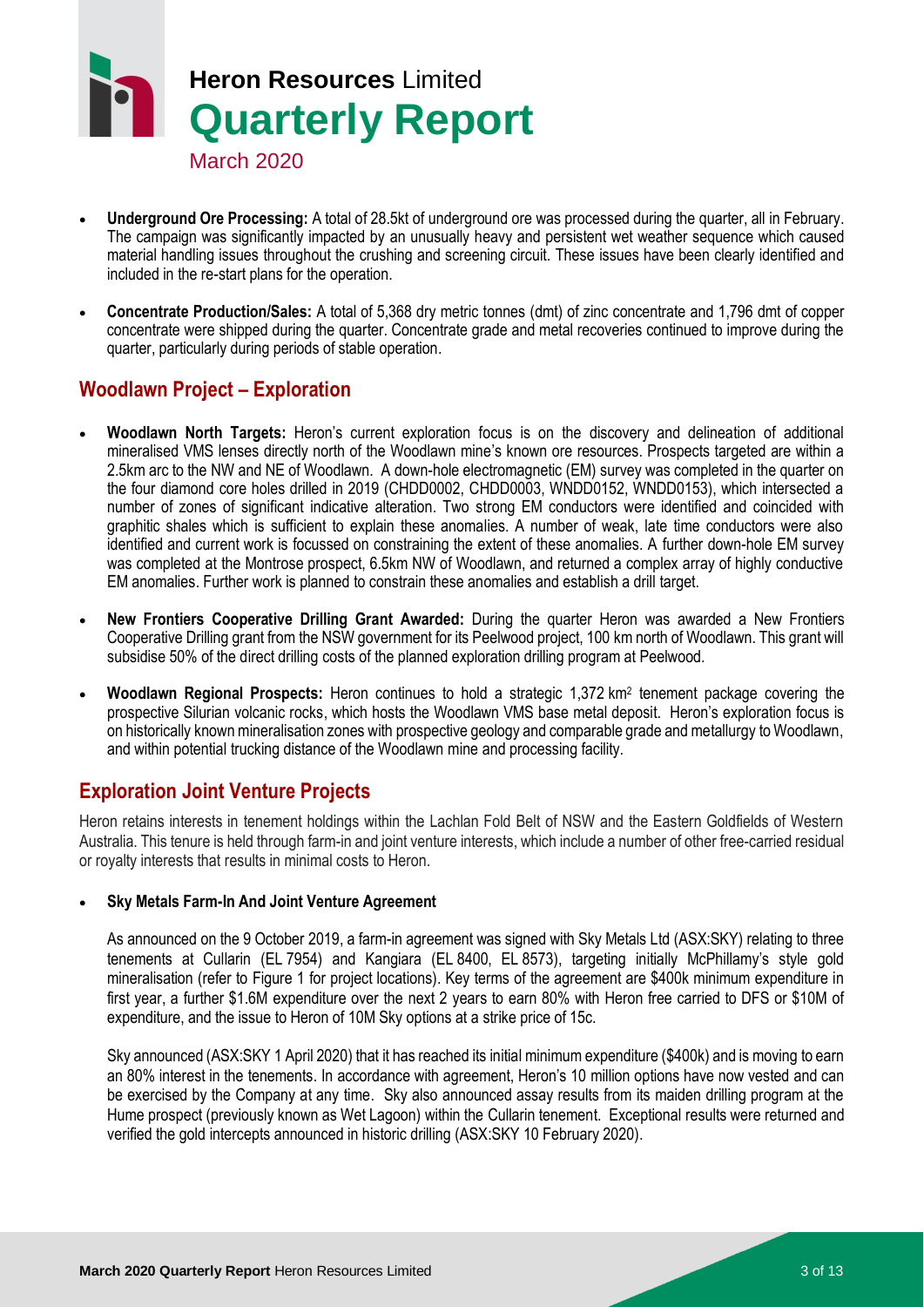- **Underground Ore Processing:** A total of 28.5kt of underground ore was processed during the quarter, all in February. The campaign was significantly impacted by an unusually heavy and persistent wet weather sequence which caused material handling issues throughout the crushing and screening circuit. These issues have been clearly identified and included in the re-start plans for the operation.

- **Concentrate Production/Sales:** A total of 5,368 dry metric tonnes (dmt) of zinc concentrate and 1,796 dmt of copper concentrate were shipped during the quarter. Concentrate grade and metal recoveries continued to improve during the quarter, particularly during periods of stable operation.

## Woodlawn Project – Exploration

- **Woodlawn North Targets:** Heron's current exploration focus is on the discovery and delineation of additional mineralised VMS lenses directly north of the Woodlawn mine's known ore resources. Prospects targeted are within a 2.5km arc to the NW and NE of Woodlawn. A down-hole electromagnetic (EM) survey was completed in the quarter on the four diamond core holes drilled in 2019 (CHDD0002, CHDD0003, WNDD0152, WNDD0153), which intersected a number of zones of significant indicative alteration. Two strong EM conductors were identified and coincided with graphitic shales which is sufficient to explain these anomalies. A number of weak, late time conductors were also identified and current work is focussed on constraining the extent of these anomalies. A further down-hole EM survey was completed at the Montrose prospect, 6.5km NW of Woodlawn, and returned a complex array of highly conductive EM anomalies. Further work is planned to constrain these anomalies and establish a drill target.

- **New Frontiers Cooperative Drilling Grant Awarded:** During the quarter Heron was awarded a New Frontiers Cooperative Drilling grant from the NSW government for its Peelwood project, 100 km north of Woodlawn. This grant will subsidise 50% of the direct drilling costs of the planned exploration drilling program at Peelwood.

- **Woodlawn Regional Prospects:** Heron continues to hold a strategic 1,372 km$^2$ tenement package covering the prospective Silurian volcanic rocks, which hosts the Woodlawn VMS base metal deposit. Heron's exploration focus is on historically known mineralisation zones with prospective geology and comparable grade and metallurgy to Woodlawn, and within potential trucking distance of the Woodlawn mine and processing facility.

## Exploration Joint Venture Projects

Heron retains interests in tenement holdings within the Lachlan Fold Belt of NSW and the Eastern Goldfields of Western Australia. This tenure is held through farm-in and joint venture interests, which include a number of other free-carried residual or royalty interests that results in minimal costs to Heron.

- **Sky Metals Farm-In And Joint Venture Agreement**

  As announced on the 9 October 2019, a farm-in agreement was signed with Sky Metals Ltd (ASX:SKY) relating to three tenements at Cullarin (EL 7954) and Kangiara (EL 8400, EL 8573), targeting initially McPhillamy's style gold mineralisation (refer to Figure 1 for project locations). Key terms of the agreement are $400k minimum expenditure in first year, a further $1.6M expenditure over the next 2 years to earn 80% with Heron free carried to DFS or $10M of expenditure, and the issue to Heron of 10M Sky options at a strike price of 15c.

  Sky announced (ASX:SKY 1 April 2020) that it has reached its initial minimum expenditure ($400k) and is moving to earn an 80% interest in the tenements. In accordance with agreement, Heron's 10 million options have now vested and can be exercised by the Company at any time. Sky also announced assay results from its maiden drilling program at the Hume prospect (previously known as Wet Lagoon) within the Cullarin tenement. Exceptional results were returned and verified the gold intercepts announced in historic drilling (ASX:SKY 10 February 2020).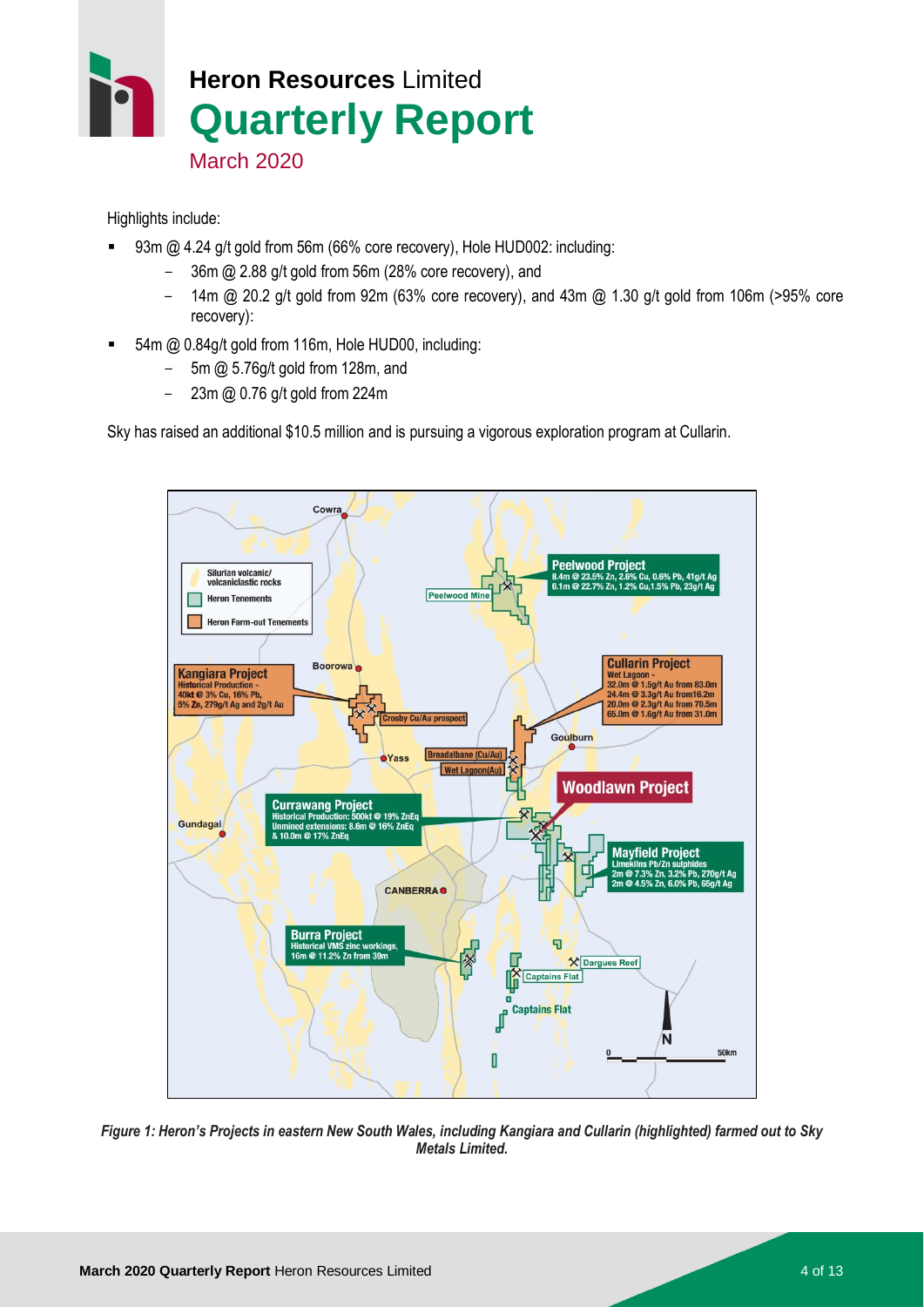# Heron Resources Limited

## Quarterly Report

March 2020

Highlights include:

- 93m @ 4.24 g/t gold from 56m (66% core recovery), Hole HUD002: including:
  - 36m @ 2.88 g/t gold from 56m (28% core recovery), and
  - 14m @ 20.2 g/t gold from 92m (63% core recovery), and 43m @ 1.30 g/t gold from 106m (>95% core recovery):
- 54m @ 0.84g/t gold from 116m, Hole HUD00, including:
  - 5m @ 5.76g/t gold from 128m, and
  - 23m @ 0.76 g/t gold from 224m

Sky has raised an additional $10.5 million and is pursuing a vigorous exploration program at Cullarin.

*Figure 1: Heron's Projects in eastern New South Wales, including Kangiara and Cullarin (highlighted) farmed out to Sky Metals Limited.*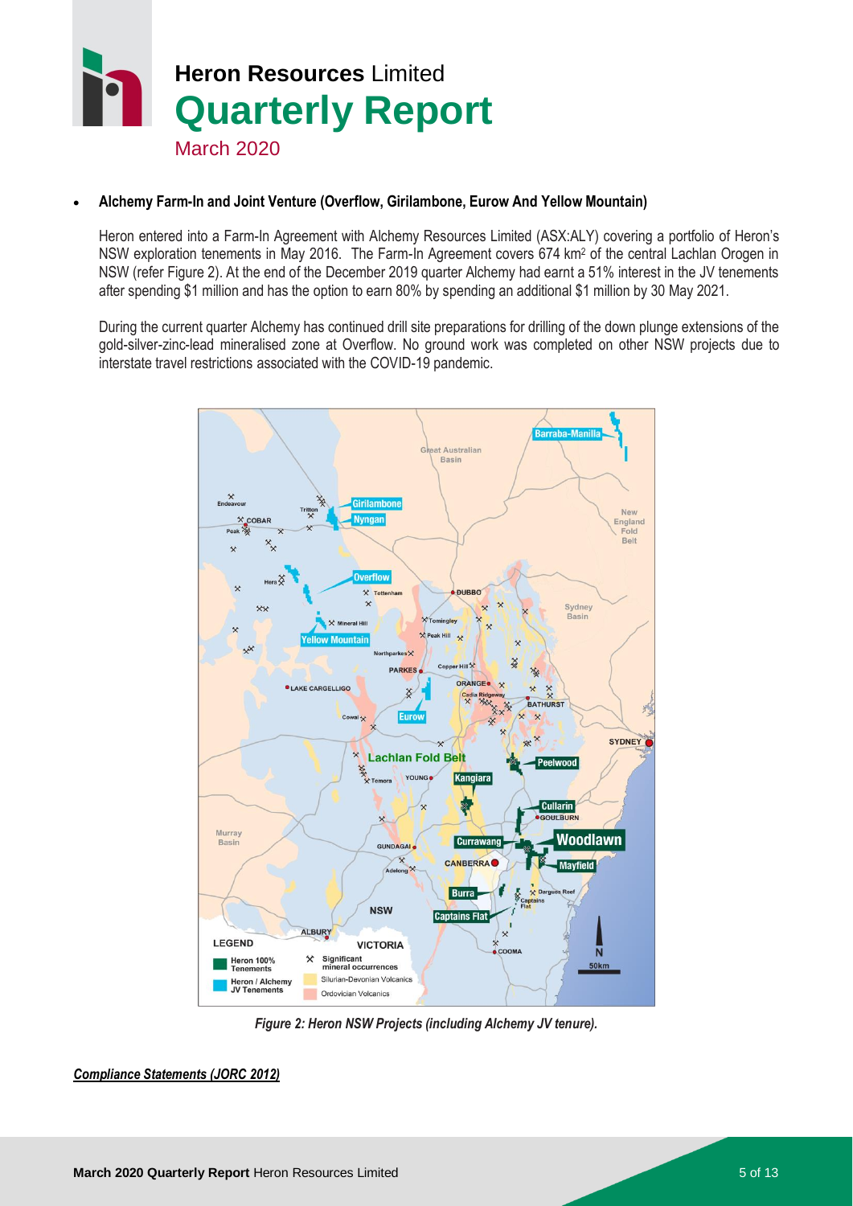- **Alchemy Farm-In and Joint Venture (Overflow, Girilambone, Eurow And Yellow Mountain)**

  Heron entered into a Farm-In Agreement with Alchemy Resources Limited (ASX:ALY) covering a portfolio of Heron's NSW exploration tenements in May 2016. The Farm-In Agreement covers 674 km$^2$ of the central Lachlan Orogen in NSW (refer Figure 2). At the end of the December 2019 quarter Alchemy had earnt a 51% interest in the JV tenements after spending $1 million and has the option to earn 80% by spending an additional $1 million by 30 May 2021.

  During the current quarter Alchemy has continued drill site preparations for drilling of the down plunge extensions of the gold-silver-zinc-lead mineralised zone at Overflow. No ground work was completed on other NSW projects due to interstate travel restrictions associated with the COVID-19 pandemic.

***Figure 2: Heron NSW Projects (including Alchemy JV tenure).***

***Compliance Statements (JORC 2012)***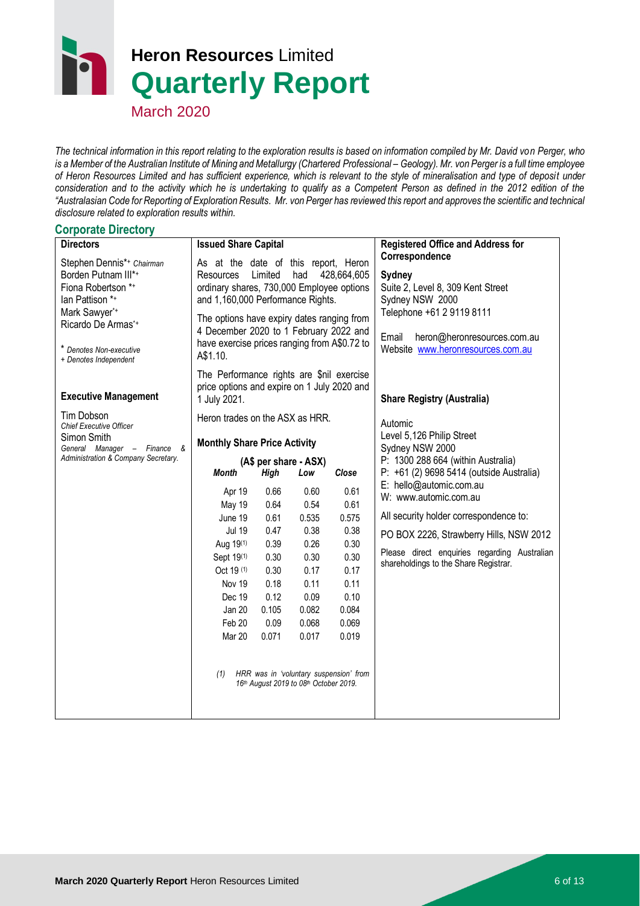# Heron Resources Limited
# Quarterly Report
March 2020

*The technical information in this report relating to the exploration results is based on information compiled by Mr. David von Perger, who is a Member of the Australian Institute of Mining and Metallurgy (Chartered Professional – Geology). Mr. von Perger is a full time employee of Heron Resources Limited and has sufficient experience, which is relevant to the style of mineralisation and type of deposit under consideration and to the activity which he is undertaking to qualify as a Competent Person as defined in the 2012 edition of the "Australasian Code for Reporting of Exploration Results. Mr. von Perger has reviewed this report and approves the scientific and technical disclosure related to exploration results within.*

## Corporate Directory

**Directors**

Stephen Dennis*+ *Chairman*
Borden Putnam III*+
Fiona Robertson *+
Ian Pattison *+
Mark Sawyer*+
Ricardo De Armas*+

\* *Denotes Non-executive*
+ *Denotes Independent*

**Executive Management**

Tim Dobson
*Chief Executive Officer*
Simon Smith
*General Manager – Finance & Administration & Company Secretary.*

**Issued Share Capital**

As at the date of this report, Heron Resources Limited had 428,664,605 ordinary shares, 730,000 Employee options and 1,160,000 Performance Rights.

The options have expiry dates ranging from 4 December 2020 to 1 February 2022 and have exercise prices ranging from A$0.72 to A$1.10.

The Performance rights are $nil exercise price options and expire on 1 July 2020 and 1 July 2021.

Heron trades on the ASX as HRR.

**Monthly Share Price Activity**

| | (A$ per share - ASX) | | |
|---|---|---|---|
| ***Month*** | ***High*** | ***Low*** | ***Close*** |
| Apr 19 | 0.66 | 0.60 | 0.61 |
| May 19 | 0.64 | 0.54 | 0.61 |
| June 19 | 0.61 | 0.535 | 0.575 |
| Jul 19 | 0.47 | 0.38 | 0.38 |
| Aug 19(1) | 0.39 | 0.26 | 0.30 |
| Sept 19(1) | 0.30 | 0.30 | 0.30 |
| Oct 19 (1) | 0.30 | 0.17 | 0.17 |
| Nov 19 | 0.18 | 0.11 | 0.11 |
| Dec 19 | 0.12 | 0.09 | 0.10 |
| Jan 20 | 0.105 | 0.082 | 0.084 |
| Feb 20 | 0.09 | 0.068 | 0.069 |
| Mar 20 | 0.071 | 0.017 | 0.019 |

*(1) HRR was in 'voluntary suspension' from 16th August 2019 to 08th October 2019.*

**Registered Office and Address for Correspondence**

**Sydney**
Suite 2, Level 8, 309 Kent Street
Sydney NSW 2000
Telephone +61 2 9119 8111

Email heron@heronresources.com.au
Website www.heronresources.com.au

**Share Registry (Australia)**

Automic
Level 5,126 Philip Street
Sydney NSW 2000
P: 1300 288 664 (within Australia)
P: +61 (2) 9698 5414 (outside Australia)
E: hello@automic.com.au
W: www.automic.com.au

All security holder correspondence to:

PO BOX 2226, Strawberry Hills, NSW 2012

Please direct enquiries regarding Australian shareholdings to the Share Registrar.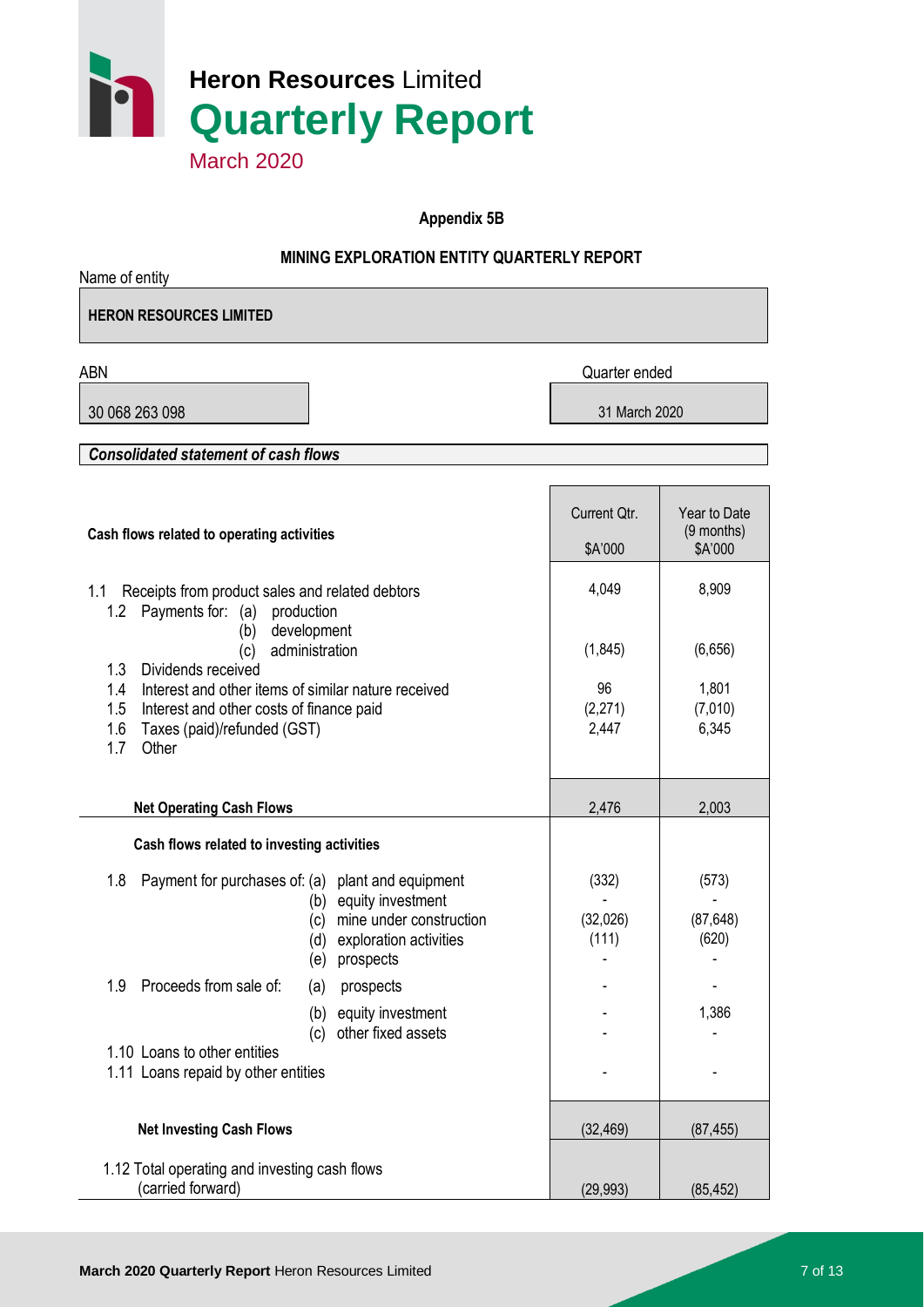# Heron Resources Limited
# Quarterly Report
March 2020

**Appendix 5B**

**MINING EXPLORATION ENTITY QUARTERLY REPORT**

Name of entity

**HERON RESOURCES LIMITED**

| ABN | Quarter ended |
|---|---|
| 30 068 263 098 | 31 March 2020 |

***Consolidated statement of cash flows***

| Cash flows related to operating activities | Current Qtr. $A'000 | Year to Date (9 months) $A'000 |
|---|---|---|
| 1.1 Receipts from product sales and related debtors | 4,049 | 8,909 |
| 1.2 Payments for: (a) production | | |
| (b) development | | |
| (c) administration | (1,845) | (6,656) |
| 1.3 Dividends received | | |
| 1.4 Interest and other items of similar nature received | 96 | 1,801 |
| 1.5 Interest and other costs of finance paid | (2,271) | (7,010) |
| 1.6 Taxes (paid)/refunded (GST) | 2,447 | 6,345 |
| 1.7 Other | | |
| **Net Operating Cash Flows** | 2,476 | 2,003 |
| **Cash flows related to investing activities** | | |
| 1.8 Payment for purchases of: (a) plant and equipment | (332) | (573) |
| (b) equity investment | - | - |
| (c) mine under construction | (32,026) | (87,648) |
| (d) exploration activities | (111) | (620) |
| (e) prospects | - | - |
| 1.9 Proceeds from sale of: (a) prospects | - | - |
| (b) equity investment | - | 1,386 |
| (c) other fixed assets | - | - |
| 1.10 Loans to other entities | | |
| 1.11 Loans repaid by other entities | - | - |
| **Net Investing Cash Flows** | (32,469) | (87,455) |
| 1.12 Total operating and investing cash flows (carried forward) | (29,993) | (85,452) |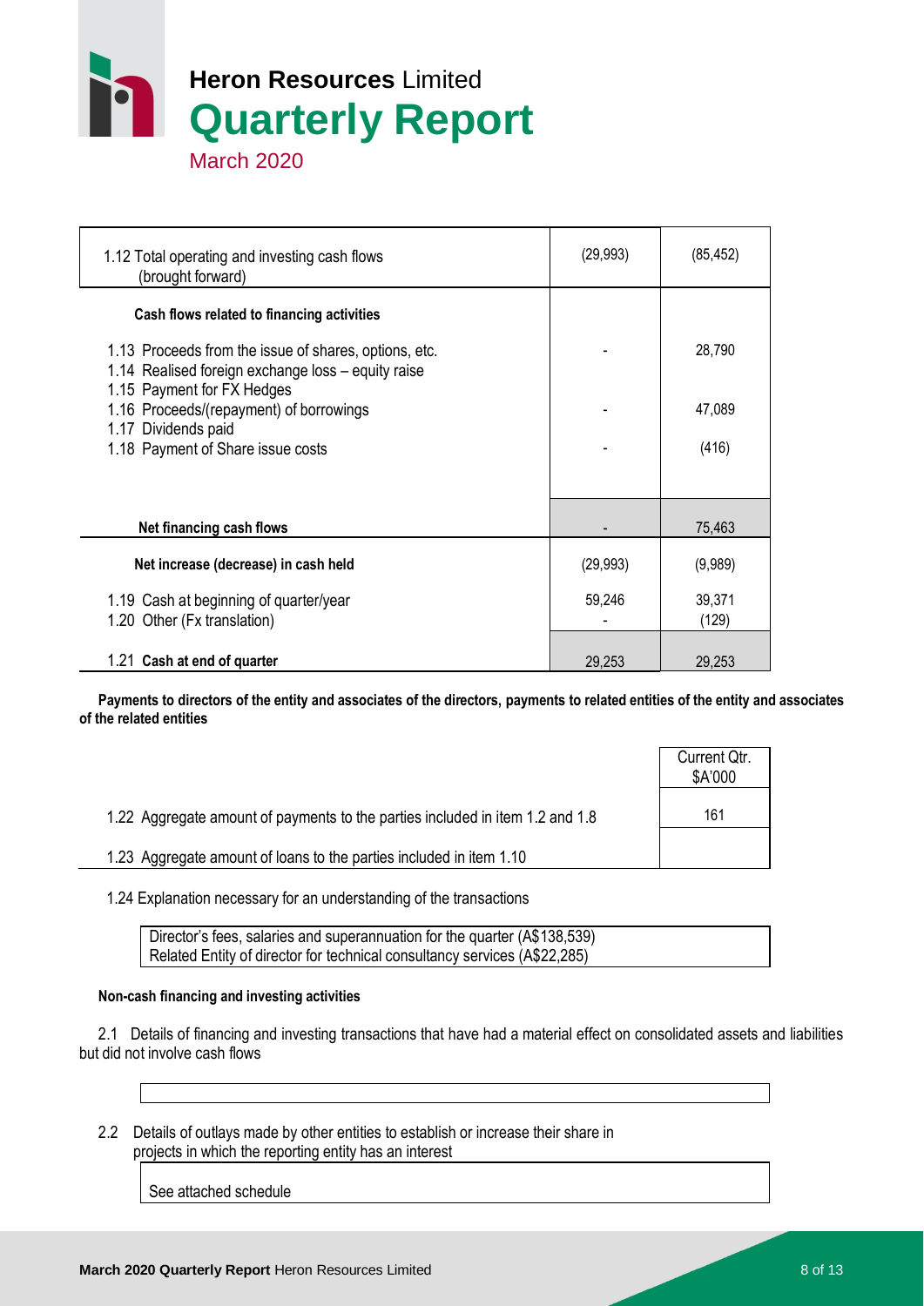| | Current quarter | Year to date |
|---|---|---|
| 1.12 Total operating and investing cash flows (brought forward) | (29,993) | (85,452) |
| **Cash flows related to financing activities** | | |
| 1.13 Proceeds from the issue of shares, options, etc. | - | 28,790 |
| 1.14 Realised foreign exchange loss – equity raise | | |
| 1.15 Payment for FX Hedges | | |
| 1.16 Proceeds/(repayment) of borrowings | - | 47,089 |
| 1.17 Dividends paid | | |
| 1.18 Payment of Share issue costs | - | (416) |
| **Net financing cash flows** | - | 75,463 |
| **Net increase (decrease) in cash held** | (29,993) | (9,989) |
| 1.19 Cash at beginning of quarter/year | 59,246 | 39,371 |
| 1.20 Other (Fx translation) | - | (129) |
| 1.21 **Cash at end of quarter** | 29,253 | 29,253 |

**Payments to directors of the entity and associates of the directors, payments to related entities of the entity and associates of the related entities**

| | Current Qtr. $A'000 |
|---|---|
| 1.22 Aggregate amount of payments to the parties included in item 1.2 and 1.8 | 161 |
| 1.23 Aggregate amount of loans to the parties included in item 1.10 | |

1.24 Explanation necessary for an understanding of the transactions

Director's fees, salaries and superannuation for the quarter (A$138,539)
Related Entity of director for technical consultancy services (A$22,285)

**Non-cash financing and investing activities**

2.1 Details of financing and investing transactions that have had a material effect on consolidated assets and liabilities but did not involve cash flows

2.2 Details of outlays made by other entities to establish or increase their share in projects in which the reporting entity has an interest

See attached schedule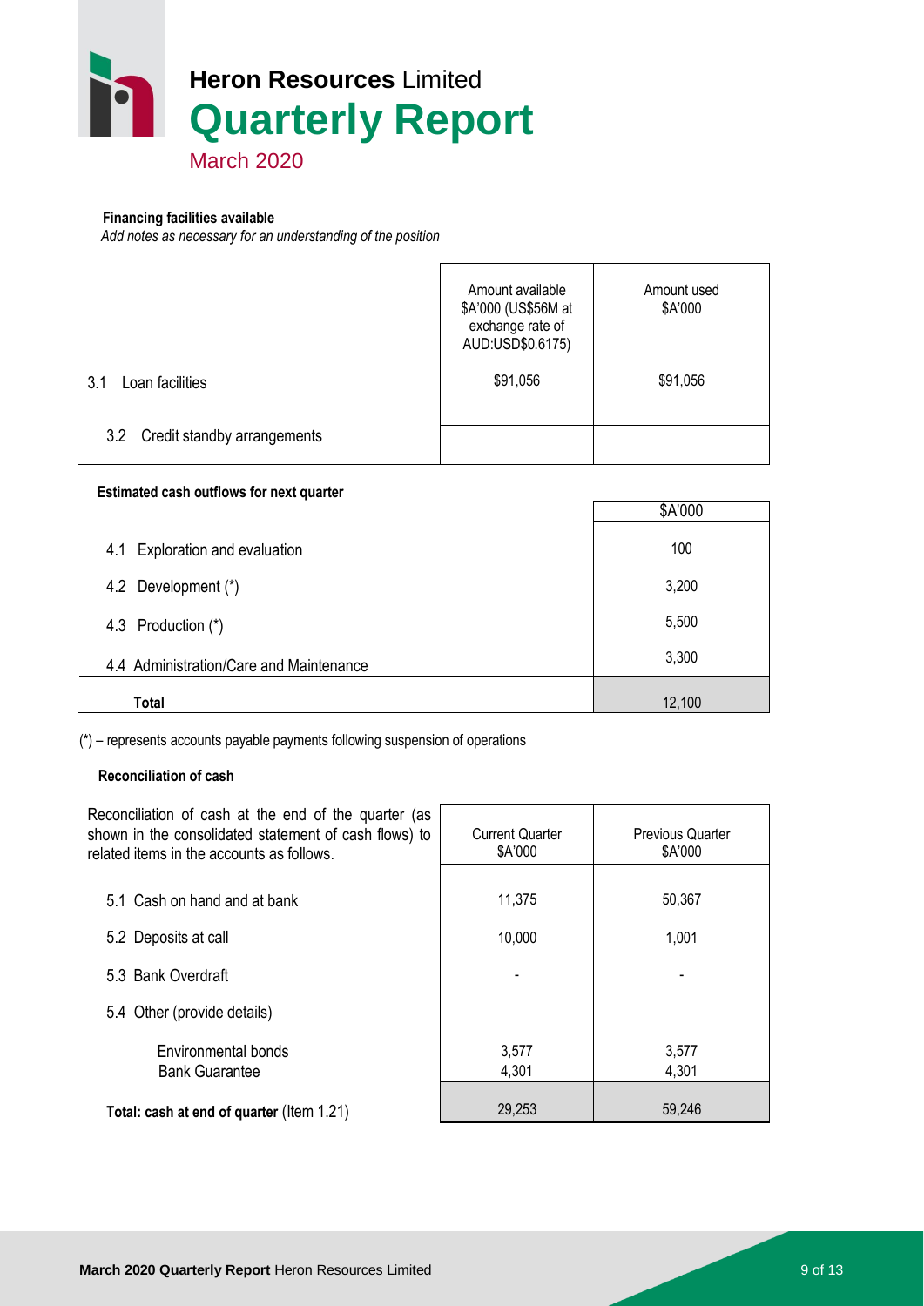**Financing facilities available**

*Add notes as necessary for an understanding of the position*

| | Amount available $A'000 (US$56M at exchange rate of AUD:USD$0.6175) | Amount used $A'000 |
|---|---|---|
| 3.1 Loan facilities | $91,056 | $91,056 |
| 3.2 Credit standby arrangements | | |

**Estimated cash outflows for next quarter**

| | $A'000 |
|---|---|
| 4.1 Exploration and evaluation | 100 |
| 4.2 Development (*) | 3,200 |
| 4.3 Production (*) | 5,500 |
| 4.4 Administration/Care and Maintenance | 3,300 |
| **Total** | 12,100 |

(*) – represents accounts payable payments following suspension of operations

**Reconciliation of cash**

| Reconciliation of cash at the end of the quarter (as shown in the consolidated statement of cash flows) to related items in the accounts as follows. | Current Quarter $A'000 | Previous Quarter $A'000 |
|---|---|---|
| 5.1 Cash on hand and at bank | 11,375 | 50,367 |
| 5.2 Deposits at call | 10,000 | 1,001 |
| 5.3 Bank Overdraft | - | - |
| 5.4 Other (provide details) | | |
| Environmental bonds | 3,577 | 3,577 |
| Bank Guarantee | 4,301 | 4,301 |
| **Total: cash at end of quarter** (Item 1.21) | 29,253 | 59,246 |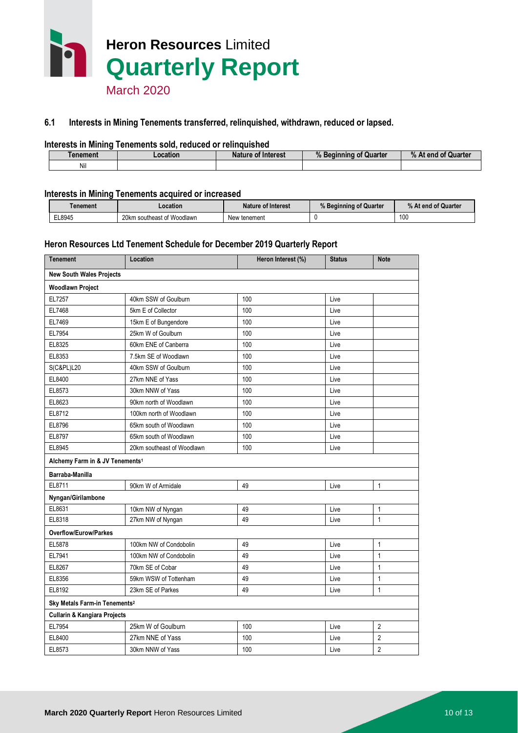# Heron Resources Limited Quarterly Report

March 2020

### 6.1 Interests in Mining Tenements transferred, relinquished, withdrawn, reduced or lapsed.

#### Interests in Mining Tenements sold, reduced or relinquished

| Tenement | Location | Nature of Interest | % Beginning of Quarter | % At end of Quarter |
|---|---|---|---|---|
| Nil | | | | |

#### Interests in Mining Tenements acquired or increased

| Tenement | Location | Nature of Interest | % Beginning of Quarter | % At end of Quarter |
|---|---|---|---|---|
| EL8945 | 20km southeast of Woodlawn | New tenement | 0 | 100 |

#### Heron Resources Ltd Tenement Schedule for December 2019 Quarterly Report

| Tenement | Location | Heron Interest (%) | Status | Note |
|---|---|---|---|---|
| **New South Wales Projects** | | | | |
| **Woodlawn Project** | | | | |
| EL7257 | 40km SSW of Goulburn | 100 | Live | |
| EL7468 | 5km E of Collector | 100 | Live | |
| EL7469 | 15km E of Bungendore | 100 | Live | |
| EL7954 | 25km W of Goulburn | 100 | Live | |
| EL8325 | 60km ENE of Canberra | 100 | Live | |
| EL8353 | 7.5km SE of Woodlawn | 100 | Live | |
| S(C&PL)L20 | 40km SSW of Goulburn | 100 | Live | |
| EL8400 | 27km NNE of Yass | 100 | Live | |
| EL8573 | 30km NNW of Yass | 100 | Live | |
| EL8623 | 90km north of Woodlawn | 100 | Live | |
| EL8712 | 100km north of Woodlawn | 100 | Live | |
| EL8796 | 65km south of Woodlawn | 100 | Live | |
| EL8797 | 65km south of Woodlawn | 100 | Live | |
| EL8945 | 20km southeast of Woodlawn | 100 | Live | |
| **Alchemy Farm in & JV Tenements[1]** | | | | |
| **Barraba-Manilla** | | | | |
| EL8711 | 90km W of Armidale | 49 | Live | 1 |
| **Nyngan/Girilambone** | | | | |
| EL8631 | 10km NW of Nyngan | 49 | Live | 1 |
| EL8318 | 27km NW of Nyngan | 49 | Live | 1 |
| **Overflow/Eurow/Parkes** | | | | |
| EL5878 | 100km NW of Condobolin | 49 | Live | 1 |
| EL7941 | 100km NW of Condobolin | 49 | Live | 1 |
| EL8267 | 70km SE of Cobar | 49 | Live | 1 |
| EL8356 | 59km WSW of Tottenham | 49 | Live | 1 |
| EL8192 | 23km SE of Parkes | 49 | Live | 1 |
| **Sky Metals Farm-in Tenements[2]** | | | | |
| **Cullarin & Kangiara Projects** | | | | |
| EL7954 | 25km W of Goulburn | 100 | Live | 2 |
| EL8400 | 27km NNE of Yass | 100 | Live | 2 |
| EL8573 | 30km NNW of Yass | 100 | Live | 2 |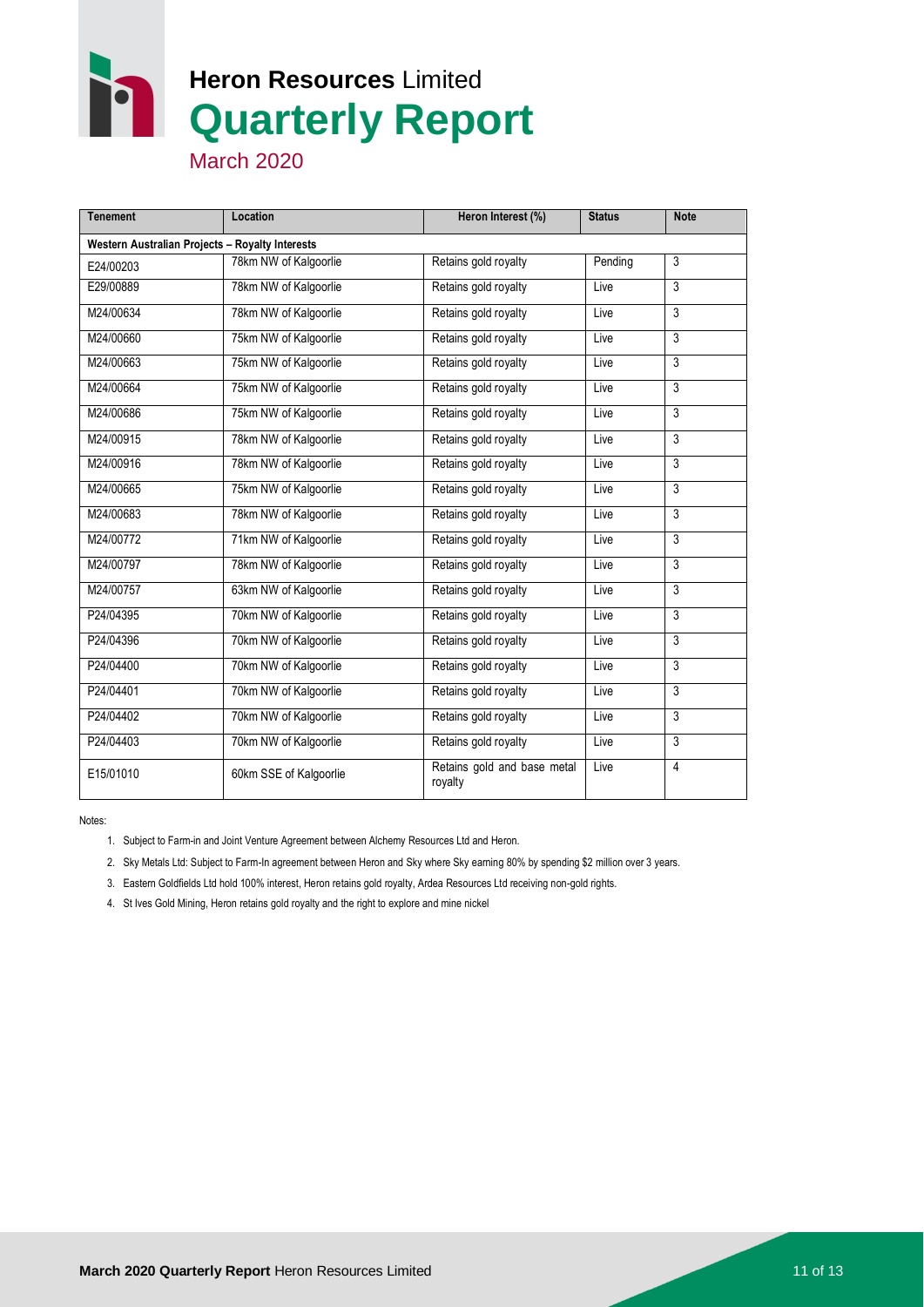| Tenement | Location | Heron Interest (%) | Status | Note |
|---|---|---|---|---|
| **Western Australian Projects – Royalty Interests** | | | | |
| E24/00203 | 78km NW of Kalgoorlie | Retains gold royalty | Pending | 3 |
| E29/00889 | 78km NW of Kalgoorlie | Retains gold royalty | Live | 3 |
| M24/00634 | 78km NW of Kalgoorlie | Retains gold royalty | Live | 3 |
| M24/00660 | 75km NW of Kalgoorlie | Retains gold royalty | Live | 3 |
| M24/00663 | 75km NW of Kalgoorlie | Retains gold royalty | Live | 3 |
| M24/00664 | 75km NW of Kalgoorlie | Retains gold royalty | Live | 3 |
| M24/00686 | 75km NW of Kalgoorlie | Retains gold royalty | Live | 3 |
| M24/00915 | 78km NW of Kalgoorlie | Retains gold royalty | Live | 3 |
| M24/00916 | 78km NW of Kalgoorlie | Retains gold royalty | Live | 3 |
| M24/00665 | 75km NW of Kalgoorlie | Retains gold royalty | Live | 3 |
| M24/00683 | 78km NW of Kalgoorlie | Retains gold royalty | Live | 3 |
| M24/00772 | 71km NW of Kalgoorlie | Retains gold royalty | Live | 3 |
| M24/00797 | 78km NW of Kalgoorlie | Retains gold royalty | Live | 3 |
| M24/00757 | 63km NW of Kalgoorlie | Retains gold royalty | Live | 3 |
| P24/04395 | 70km NW of Kalgoorlie | Retains gold royalty | Live | 3 |
| P24/04396 | 70km NW of Kalgoorlie | Retains gold royalty | Live | 3 |
| P24/04400 | 70km NW of Kalgoorlie | Retains gold royalty | Live | 3 |
| P24/04401 | 70km NW of Kalgoorlie | Retains gold royalty | Live | 3 |
| P24/04402 | 70km NW of Kalgoorlie | Retains gold royalty | Live | 3 |
| P24/04403 | 70km NW of Kalgoorlie | Retains gold royalty | Live | 3 |
| E15/01010 | 60km SSE of Kalgoorlie | Retains gold and base metal royalty | Live | 4 |

Notes:

1. Subject to Farm-in and Joint Venture Agreement between Alchemy Resources Ltd and Heron.
2. Sky Metals Ltd: Subject to Farm-In agreement between Heron and Sky where Sky earning 80% by spending $2 million over 3 years.
3. Eastern Goldfields Ltd hold 100% interest, Heron retains gold royalty, Ardea Resources Ltd receiving non-gold rights.
4. St Ives Gold Mining, Heron retains gold royalty and the right to explore and mine nickel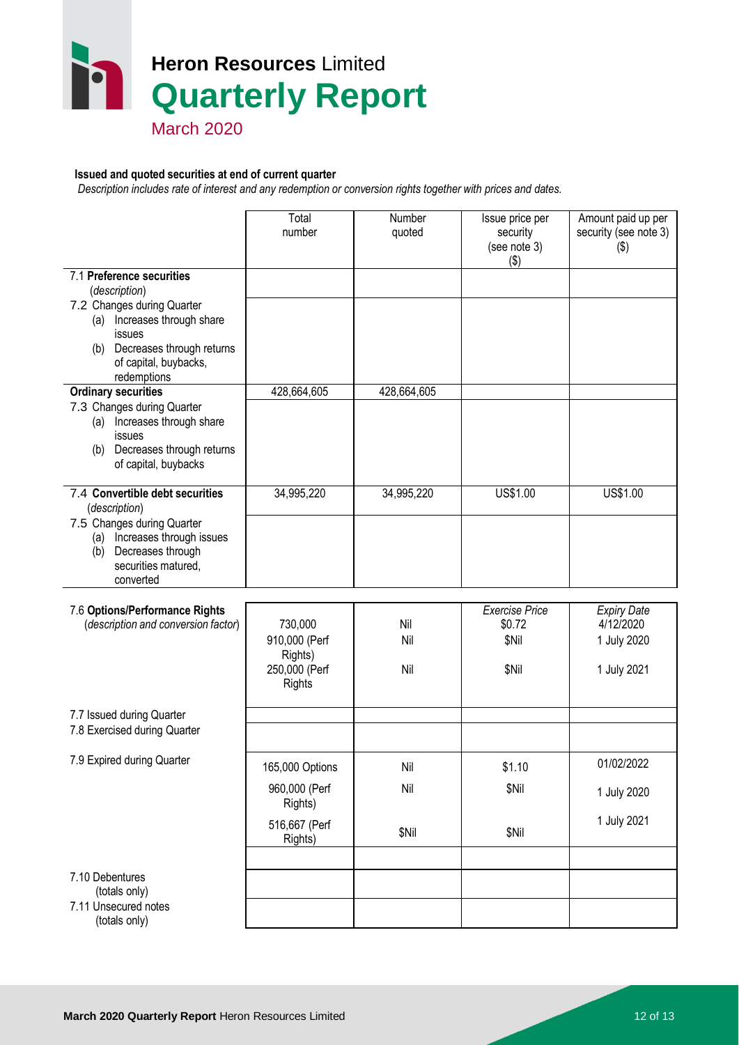**Issued and quoted securities at end of current quarter**

*Description includes rate of interest and any redemption or conversion rights together with prices and dates.*

| | Total number | Number quoted | Issue price per security (see note 3) ($) | Amount paid up per security (see note 3) ($) |
|---|---|---|---|---|
| 7.1 **Preference securities** (*description*) | | | | |
| 7.2 Changes during Quarter (a) Increases through share issues (b) Decreases through returns of capital, buybacks, redemptions | | | | |
| **Ordinary securities** | 428,664,605 | 428,664,605 | | |
| 7.3 Changes during Quarter (a) Increases through share issues (b) Decreases through returns of capital, buybacks | | | | |
| 7.4 **Convertible debt securities** (*description*) | 34,995,220 | 34,995,220 | US$1.00 | US$1.00 |
| 7.5 Changes during Quarter (a) Increases through issues (b) Decreases through securities matured, converted | | | | |

| 7.6 **Options/Performance Rights** (*description and conversion factor*) | | | *Exercise Price* | *Expiry Date* |
|---|---|---|---|---|
| | 730,000 | Nil | $0.72 | 4/12/2020 |
| | 910,000 (Perf Rights) | Nil | $Nil | 1 July 2020 |
| | 250,000 (Perf Rights | Nil | $Nil | 1 July 2021 |
| 7.7 Issued during Quarter | | | | |
| 7.8 Exercised during Quarter | | | | |
| 7.9 Expired during Quarter | 165,000 Options | Nil | $1.10 | 01/02/2022 |
| | 960,000 (Perf Rights) | Nil | $Nil | 1 July 2020 |
| | 516,667 (Perf Rights) | $Nil | $Nil | 1 July 2021 |
| 7.10 Debentures (totals only) | | | | |
| 7.11 Unsecured notes (totals only) | | | | |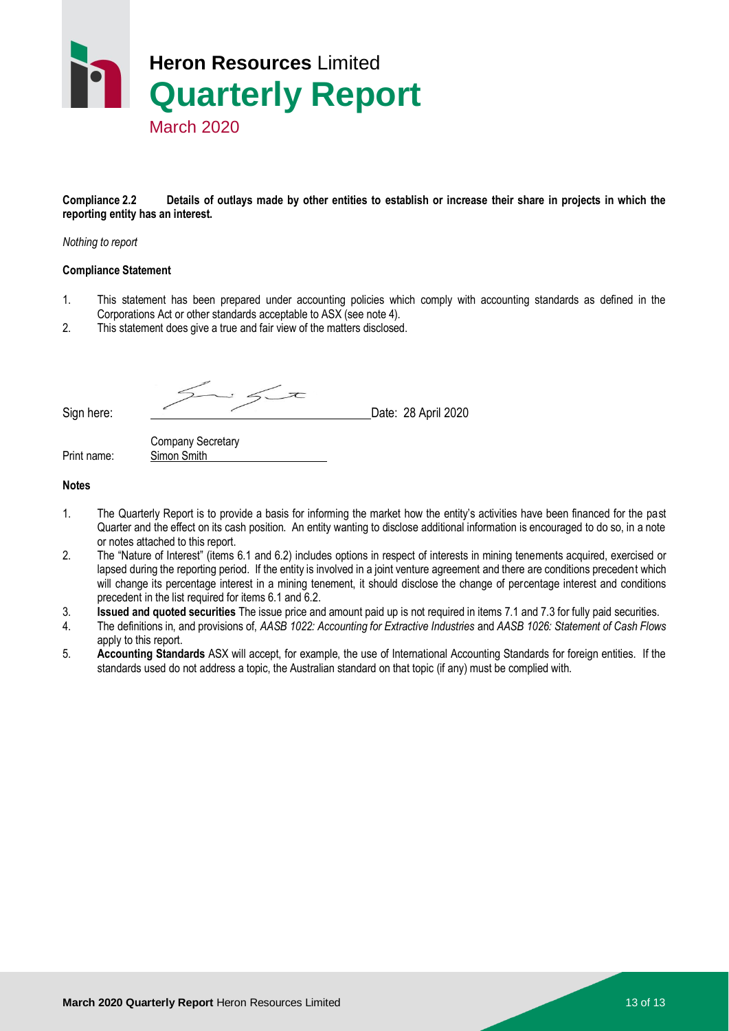**Compliance 2.2 Details of outlays made by other entities to establish or increase their share in projects in which the reporting entity has an interest.**

*Nothing to report*

**Compliance Statement**

1. This statement has been prepared under accounting policies which comply with accounting standards as defined in the Corporations Act or other standards acceptable to ASX (see note 4).
2. This statement does give a true and fair view of the matters disclosed.

Sign here: ______________________ Date: 28 April 2020

Company Secretary

Print name: Simon Smith

**Notes**

1. The Quarterly Report is to provide a basis for informing the market how the entity's activities have been financed for the past Quarter and the effect on its cash position. An entity wanting to disclose additional information is encouraged to do so, in a note or notes attached to this report.
2. The "Nature of Interest" (items 6.1 and 6.2) includes options in respect of interests in mining tenements acquired, exercised or lapsed during the reporting period. If the entity is involved in a joint venture agreement and there are conditions precedent which will change its percentage interest in a mining tenement, it should disclose the change of percentage interest and conditions precedent in the list required for items 6.1 and 6.2.
3. **Issued and quoted securities** The issue price and amount paid up is not required in items 7.1 and 7.3 for fully paid securities.
4. The definitions in, and provisions of, *AASB 1022: Accounting for Extractive Industries* and *AASB 1026: Statement of Cash Flows* apply to this report.
5. **Accounting Standards** ASX will accept, for example, the use of International Accounting Standards for foreign entities. If the standards used do not address a topic, the Australian standard on that topic (if any) must be complied with.